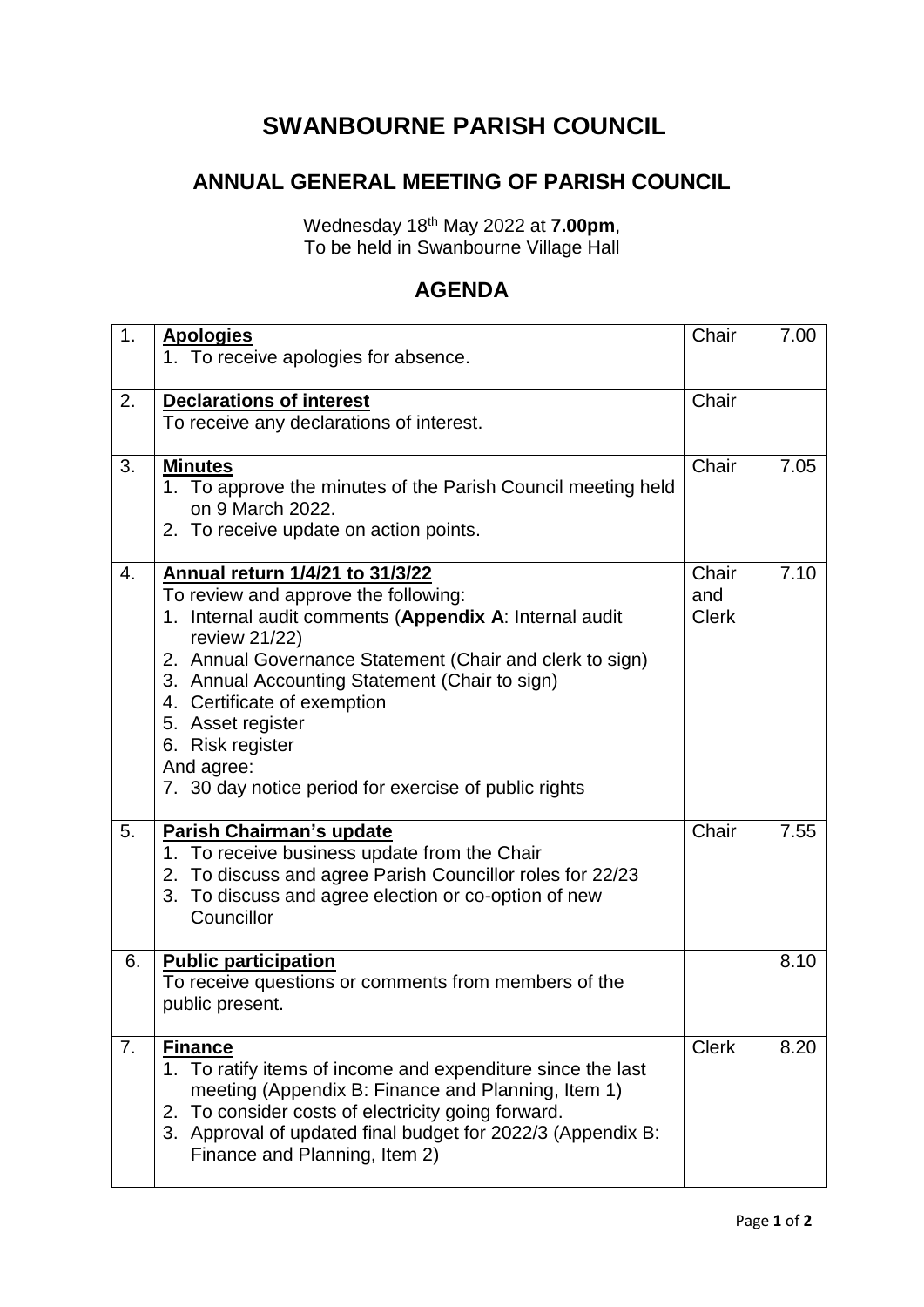# SWANBOURNE PARISH COUNCIL

## ANNUAL GENERAL MEETING OF PARISH COUNCIL

Wednesday 18th May 2022 at **7.00pm**,
To be held in Swanbourne Village Hall

## AGENDA

| | | | |
|---|---|---|---|
| 1. | **Apologies**<br>1. To receive apologies for absence. | Chair | 7.00 |
| 2. | **Declarations of interest**<br>To receive any declarations of interest. | Chair | |
| 3. | **Minutes**<br>1. To approve the minutes of the Parish Council meeting held on 9 March 2022.<br>2. To receive update on action points. | Chair | 7.05 |
| 4. | **Annual return 1/4/21 to 31/3/22**<br>To review and approve the following:<br>1. Internal audit comments (**Appendix A**: Internal audit review 21/22)<br>2. Annual Governance Statement (Chair and clerk to sign)<br>3. Annual Accounting Statement (Chair to sign)<br>4. Certificate of exemption<br>5. Asset register<br>6. Risk register<br>And agree:<br>7. 30 day notice period for exercise of public rights | Chair and Clerk | 7.10 |
| 5. | **Parish Chairman's update**<br>1. To receive business update from the Chair<br>2. To discuss and agree Parish Councillor roles for 22/23<br>3. To discuss and agree election or co-option of new Councillor | Chair | 7.55 |
| 6. | **Public participation**<br>To receive questions or comments from members of the public present. | | 8.10 |
| 7. | **Finance**<br>1. To ratify items of income and expenditure since the last meeting (Appendix B: Finance and Planning, Item 1)<br>2. To consider costs of electricity going forward.<br>3. Approval of updated final budget for 2022/3 (Appendix B: Finance and Planning, Item 2) | Clerk | 8.20 |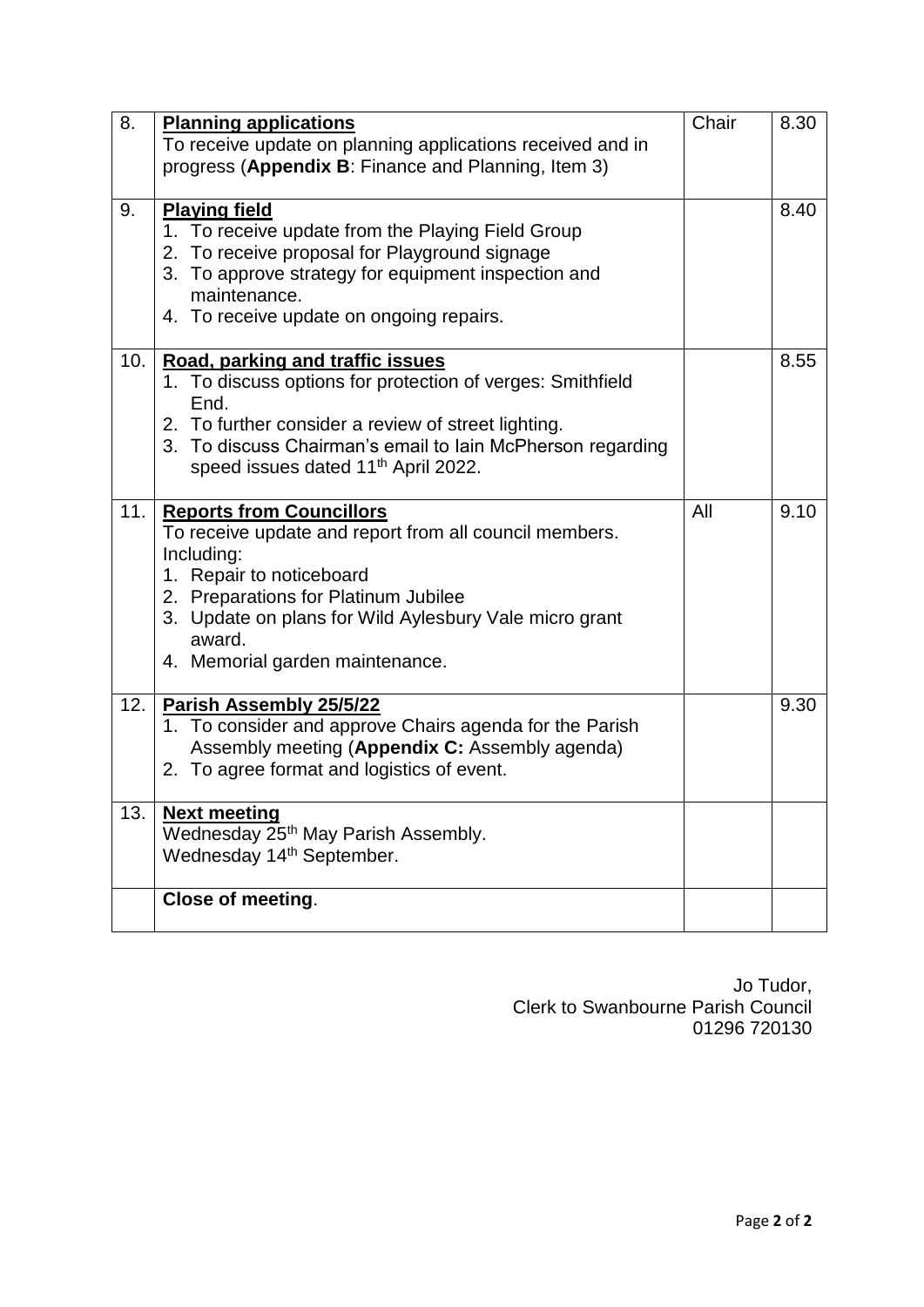| | | | |
|---|---|---|---|
| 8. | **Planning applications**<br>To receive update on planning applications received and in progress (**Appendix B**: Finance and Planning, Item 3) | Chair | 8.30 |
| 9. | **Playing field**<br>1. To receive update from the Playing Field Group<br>2. To receive proposal for Playground signage<br>3. To approve strategy for equipment inspection and maintenance.<br>4. To receive update on ongoing repairs. | | 8.40 |
| 10. | **Road, parking and traffic issues**<br>1. To discuss options for protection of verges: Smithfield End.<br>2. To further consider a review of street lighting.<br>3. To discuss Chairman's email to Iain McPherson regarding speed issues dated 11th April 2022. | | 8.55 |
| 11. | **Reports from Councillors**<br>To receive update and report from all council members. Including:<br>1. Repair to noticeboard<br>2. Preparations for Platinum Jubilee<br>3. Update on plans for Wild Aylesbury Vale micro grant award.<br>4. Memorial garden maintenance. | All | 9.10 |
| 12. | **Parish Assembly 25/5/22**<br>1. To consider and approve Chairs agenda for the Parish Assembly meeting (**Appendix C:** Assembly agenda)<br>2. To agree format and logistics of event. | | 9.30 |
| 13. | **Next meeting**<br>Wednesday 25th May Parish Assembly.<br>Wednesday 14th September. | | |
| | **Close of meeting**. | | |

Jo Tudor,
Clerk to Swanbourne Parish Council
01296 720130